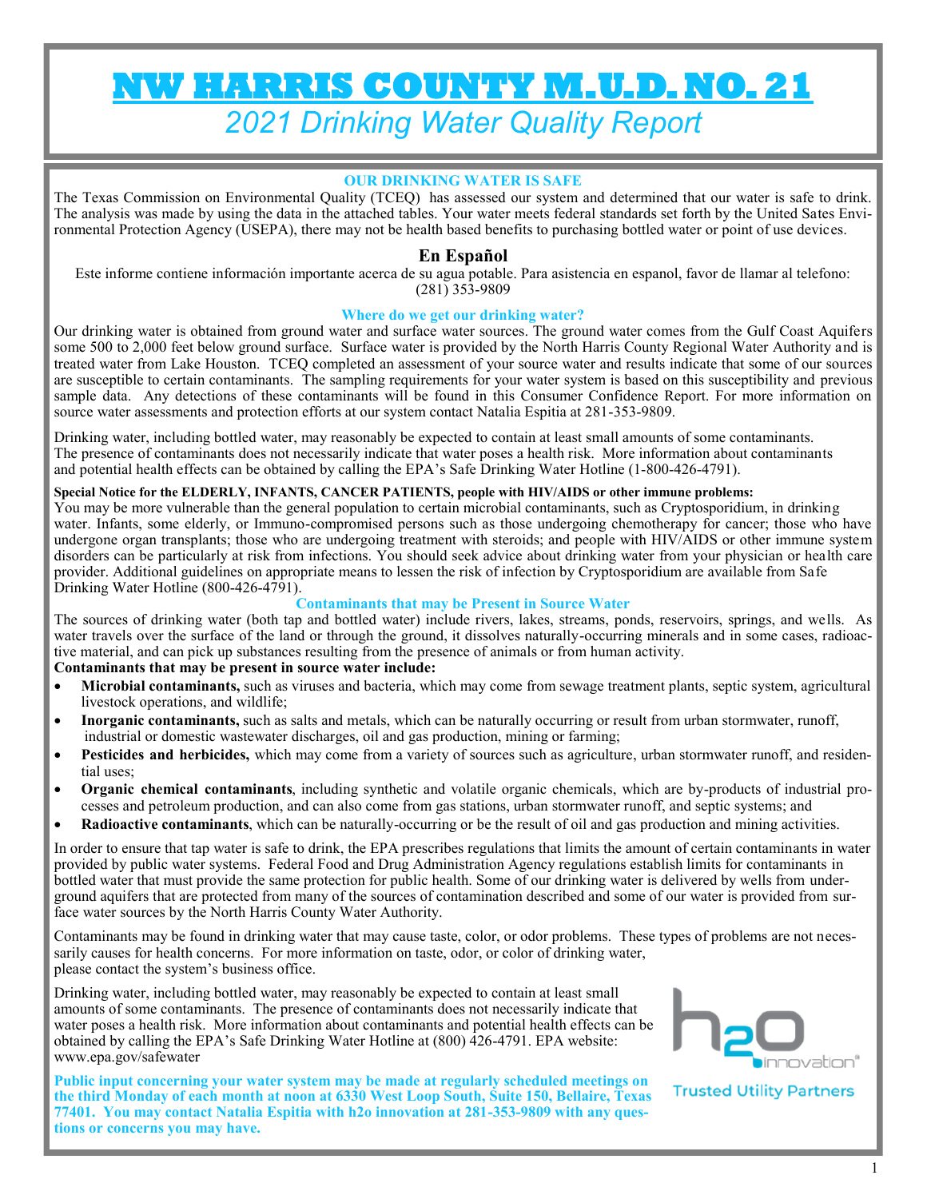# NW HARRIS COUNTY M.U.D. NO. 21

## *2021 Drinking Water Quality Report*

### OUR DRINKING WATER IS SAFE

The Texas Commission on Environmental Quality (TCEQ) has assessed our system and determined that our water is safe to drink. The analysis was made by using the data in the attached tables. Your water meets federal standards set forth by the United Sates Environmental Protection Agency (USEPA), there may not be health based benefits to purchasing bottled water or point of use devices.

### En Español

Este informe contiene información importante acerca de su agua potable. Para asistencia en espanol, favor de llamar al telefono: (281) 353-9809

### Where do we get our drinking water?

Our drinking water is obtained from ground water and surface water sources. The ground water comes from the Gulf Coast Aquifers some 500 to 2,000 feet below ground surface. Surface water is provided by the North Harris County Regional Water Authority and is treated water from Lake Houston. TCEQ completed an assessment of your source water and results indicate that some of our sources are susceptible to certain contaminants. The sampling requirements for your water system is based on this susceptibility and previous sample data. Any detections of these contaminants will be found in this Consumer Confidence Report. For more information on source water assessments and protection efforts at our system contact Natalia Espitia at 281-353-9809.

Drinking water, including bottled water, may reasonably be expected to contain at least small amounts of some contaminants. The presence of contaminants does not necessarily indicate that water poses a health risk. More information about contaminants and potential health effects can be obtained by calling the EPA's Safe Drinking Water Hotline (1-800-426-4791).

**Special Notice for the ELDERLY, INFANTS, CANCER PATIENTS, people with HIV/AIDS or other immune problems:**
You may be more vulnerable than the general population to certain microbial contaminants, such as Cryptosporidium, in drinking water. Infants, some elderly, or Immuno-compromised persons such as those undergoing chemotherapy for cancer; those who have undergone organ transplants; those who are undergoing treatment with steroids; and people with HIV/AIDS or other immune system disorders can be particularly at risk from infections. You should seek advice about drinking water from your physician or health care provider. Additional guidelines on appropriate means to lessen the risk of infection by Cryptosporidium are available from Safe Drinking Water Hotline (800-426-4791).

### Contaminants that may be Present in Source Water

The sources of drinking water (both tap and bottled water) include rivers, lakes, streams, ponds, reservoirs, springs, and wells. As water travels over the surface of the land or through the ground, it dissolves naturally-occurring minerals and in some cases, radioactive material, and can pick up substances resulting from the presence of animals or from human activity.

**Contaminants that may be present in source water include:**

- **Microbial contaminants,** such as viruses and bacteria, which may come from sewage treatment plants, septic system, agricultural livestock operations, and wildlife;
- **Inorganic contaminants,** such as salts and metals, which can be naturally occurring or result from urban stormwater, runoff, industrial or domestic wastewater discharges, oil and gas production, mining or farming;
- **Pesticides and herbicides,** which may come from a variety of sources such as agriculture, urban stormwater runoff, and residential uses;
- **Organic chemical contaminants**, including synthetic and volatile organic chemicals, which are by-products of industrial processes and petroleum production, and can also come from gas stations, urban stormwater runoff, and septic systems; and
- **Radioactive contaminants**, which can be naturally-occurring or be the result of oil and gas production and mining activities.

In order to ensure that tap water is safe to drink, the EPA prescribes regulations that limits the amount of certain contaminants in water provided by public water systems. Federal Food and Drug Administration Agency regulations establish limits for contaminants in bottled water that must provide the same protection for public health. Some of our drinking water is delivered by wells from underground aquifers that are protected from many of the sources of contamination described and some of our water is provided from surface water sources by the North Harris County Water Authority.

Contaminants may be found in drinking water that may cause taste, color, or odor problems. These types of problems are not necessarily causes for health concerns. For more information on taste, odor, or color of drinking water, please contact the system's business office.

Drinking water, including bottled water, may reasonably be expected to contain at least small amounts of some contaminants. The presence of contaminants does not necessarily indicate that water poses a health risk. More information about contaminants and potential health effects can be obtained by calling the EPA's Safe Drinking Water Hotline at (800) 426-4791. EPA website: www.epa.gov/safewater

**Public input concerning your water system may be made at regularly scheduled meetings on the third Monday of each month at noon at 6330 West Loop South, Suite 150, Bellaire, Texas 77401. You may contact Natalia Espitia with h2o innovation at 281-353-9809 with any questions or concerns you may have.**

h2o innovation®

Trusted Utility Partners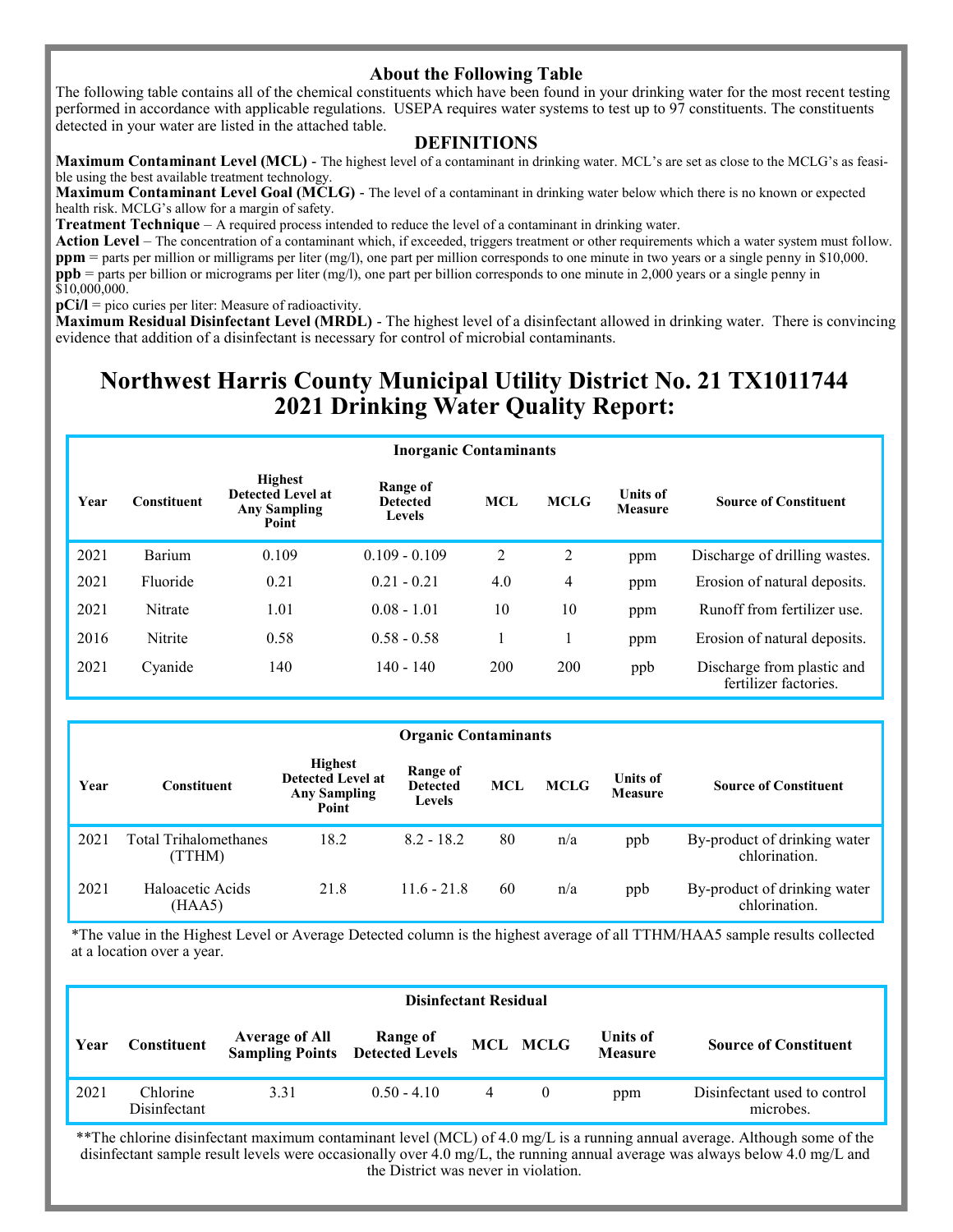## About the Following Table

The following table contains all of the chemical constituents which have been found in your drinking water for the most recent testing performed in accordance with applicable regulations. USEPA requires water systems to test up to 97 constituents. The constituents detected in your water are listed in the attached table.

## DEFINITIONS

**Maximum Contaminant Level (MCL)** - The highest level of a contaminant in drinking water. MCL's are set as close to the MCLG's as feasible using the best available treatment technology.

**Maximum Contaminant Level Goal (MCLG)** - The level of a contaminant in drinking water below which there is no known or expected health risk. MCLG's allow for a margin of safety.

**Treatment Technique** – A required process intended to reduce the level of a contaminant in drinking water.

**Action Level** – The concentration of a contaminant which, if exceeded, triggers treatment or other requirements which a water system must follow.

**ppm** = parts per million or milligrams per liter (mg/l), one part per million corresponds to one minute in two years or a single penny in $10,000.

**ppb** = parts per billion or micrograms per liter (mg/l), one part per billion corresponds to one minute in 2,000 years or a single penny in $10,000,000.

**pCi/l** = pico curies per liter: Measure of radioactivity.

**Maximum Residual Disinfectant Level (MRDL)** - The highest level of a disinfectant allowed in drinking water. There is convincing evidence that addition of a disinfectant is necessary for control of microbial contaminants.

# Northwest Harris County Municipal Utility District No. 21 TX1011744 2021 Drinking Water Quality Report:

**Inorganic Contaminants**

| Year | Constituent | Highest Detected Level at Any Sampling Point | Range of Detected Levels | MCL | MCLG | Units of Measure | Source of Constituent |
|---|---|---|---|---|---|---|---|
| 2021 | Barium | 0.109 | 0.109 - 0.109 | 2 | 2 | ppm | Discharge of drilling wastes. |
| 2021 | Fluoride | 0.21 | 0.21 - 0.21 | 4.0 | 4 | ppm | Erosion of natural deposits. |
| 2021 | Nitrate | 1.01 | 0.08 - 1.01 | 10 | 10 | ppm | Runoff from fertilizer use. |
| 2016 | Nitrite | 0.58 | 0.58 - 0.58 | 1 | 1 | ppm | Erosion of natural deposits. |
| 2021 | Cyanide | 140 | 140 - 140 | 200 | 200 | ppb | Discharge from plastic and fertilizer factories. |

**Organic Contaminants**

| Year | Constituent | Highest Detected Level at Any Sampling Point | Range of Detected Levels | MCL | MCLG | Units of Measure | Source of Constituent |
|---|---|---|---|---|---|---|---|
| 2021 | Total Trihalomethanes (TTHM) | 18.2 | 8.2 - 18.2 | 80 | n/a | ppb | By-product of drinking water chlorination. |
| 2021 | Haloacetic Acids (HAA5) | 21.8 | 11.6 - 21.8 | 60 | n/a | ppb | By-product of drinking water chlorination. |

*The value in the Highest Level or Average Detected column is the highest average of all TTHM/HAA5 sample results collected at a location over a year.

**Disinfectant Residual**

| Year | Constituent | Average of All Sampling Points | Range of Detected Levels | MCL | MCLG | Units of Measure | Source of Constituent |
|---|---|---|---|---|---|---|---|
| 2021 | Chlorine Disinfectant | 3.31 | 0.50 - 4.10 | 4 | 0 | ppm | Disinfectant used to control microbes. |

**The chlorine disinfectant maximum contaminant level (MCL) of 4.0 mg/L is a running annual average. Although some of the disinfectant sample result levels were occasionally over 4.0 mg/L, the running annual average was always below 4.0 mg/L and the District was never in violation.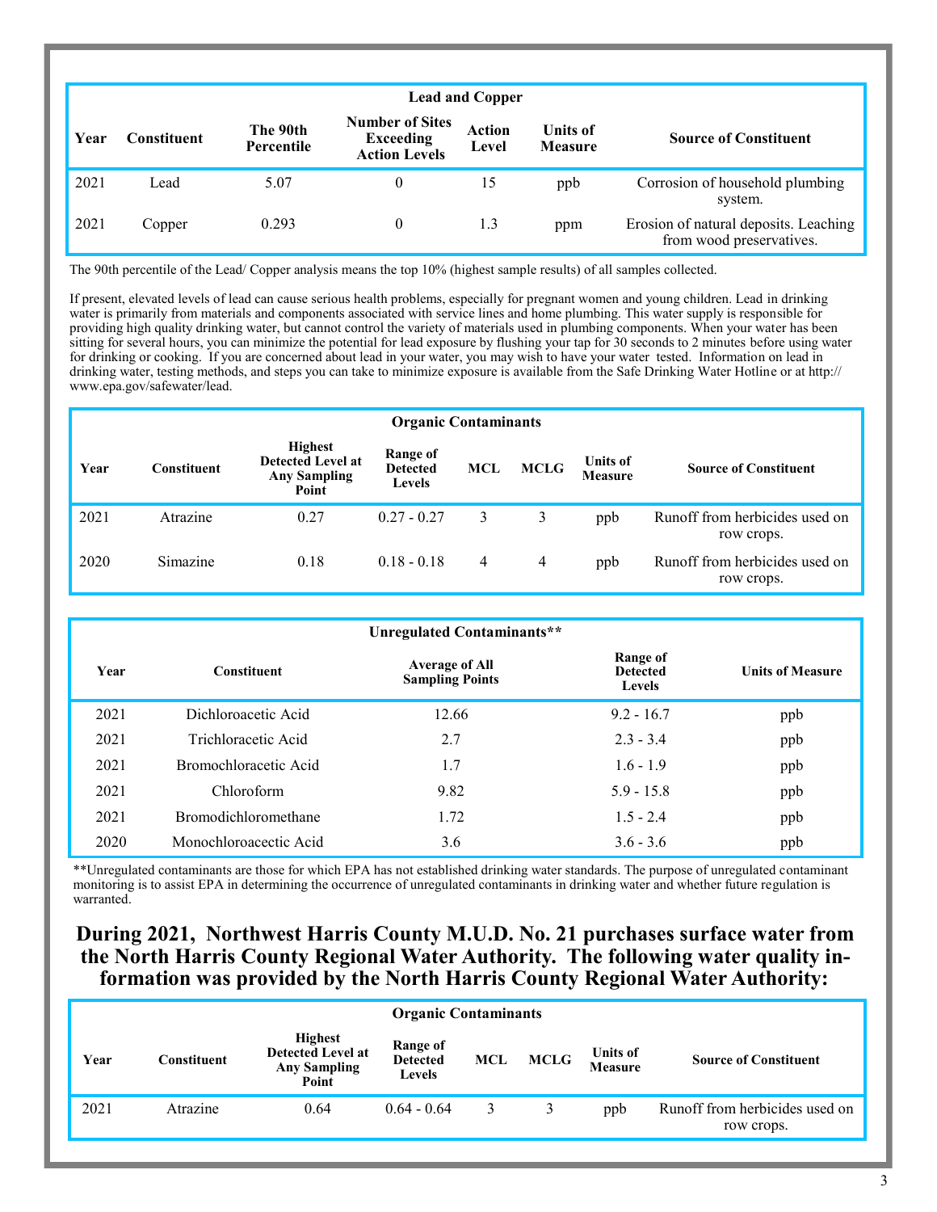| Lead and Copper | | | | | | |
|---|---|---|---|---|---|---|
| **Year** | **Constituent** | **The 90th Percentile** | **Number of Sites Exceeding Action Levels** | **Action Level** | **Units of Measure** | **Source of Constituent** |
| 2021 | Lead | 5.07 | 0 | 15 | ppb | Corrosion of household plumbing system. |
| 2021 | Copper | 0.293 | 0 | 1.3 | ppm | Erosion of natural deposits. Leaching from wood preservatives. |

The 90th percentile of the Lead/ Copper analysis means the top 10% (highest sample results) of all samples collected.

If present, elevated levels of lead can cause serious health problems, especially for pregnant women and young children. Lead in drinking water is primarily from materials and components associated with service lines and home plumbing. This water supply is responsible for providing high quality drinking water, but cannot control the variety of materials used in plumbing components. When your water has been sitting for several hours, you can minimize the potential for lead exposure by flushing your tap for 30 seconds to 2 minutes before using water for drinking or cooking. If you are concerned about lead in your water, you may wish to have your water tested. Information on lead in drinking water, testing methods, and steps you can take to minimize exposure is available from the Safe Drinking Water Hotline or at http://www.epa.gov/safewater/lead.

| Organic Contaminants | | | | | | | |
|---|---|---|---|---|---|---|---|
| **Year** | **Constituent** | **Highest Detected Level at Any Sampling Point** | **Range of Detected Levels** | **MCL** | **MCLG** | **Units of Measure** | **Source of Constituent** |
| 2021 | Atrazine | 0.27 | 0.27 - 0.27 | 3 | 3 | ppb | Runoff from herbicides used on row crops. |
| 2020 | Simazine | 0.18 | 0.18 - 0.18 | 4 | 4 | ppb | Runoff from herbicides used on row crops. |

| Unregulated Contaminants** | | | | |
|---|---|---|---|---|
| **Year** | **Constituent** | **Average of All Sampling Points** | **Range of Detected Levels** | **Units of Measure** |
| 2021 | Dichloroacetic Acid | 12.66 | 9.2 - 16.7 | ppb |
| 2021 | Trichloracetic Acid | 2.7 | 2.3 - 3.4 | ppb |
| 2021 | Bromochloracetic Acid | 1.7 | 1.6 - 1.9 | ppb |
| 2021 | Chloroform | 9.82 | 5.9 - 15.8 | ppb |
| 2021 | Bromodichloromethane | 1.72 | 1.5 - 2.4 | ppb |
| 2020 | Monochloroacectic Acid | 3.6 | 3.6 - 3.6 | ppb |

**Unregulated contaminants are those for which EPA has not established drinking water standards. The purpose of unregulated contaminant monitoring is to assist EPA in determining the occurrence of unregulated contaminants in drinking water and whether future regulation is warranted.

## During 2021, Northwest Harris County M.U.D. No. 21 purchases surface water from the North Harris County Regional Water Authority. The following water quality information was provided by the North Harris County Regional Water Authority:

| Organic Contaminants | | | | | | | |
|---|---|---|---|---|---|---|---|
| **Year** | **Constituent** | **Highest Detected Level at Any Sampling Point** | **Range of Detected Levels** | **MCL** | **MCLG** | **Units of Measure** | **Source of Constituent** |
| 2021 | Atrazine | 0.64 | 0.64 - 0.64 | 3 | 3 | ppb | Runoff from herbicides used on row crops. |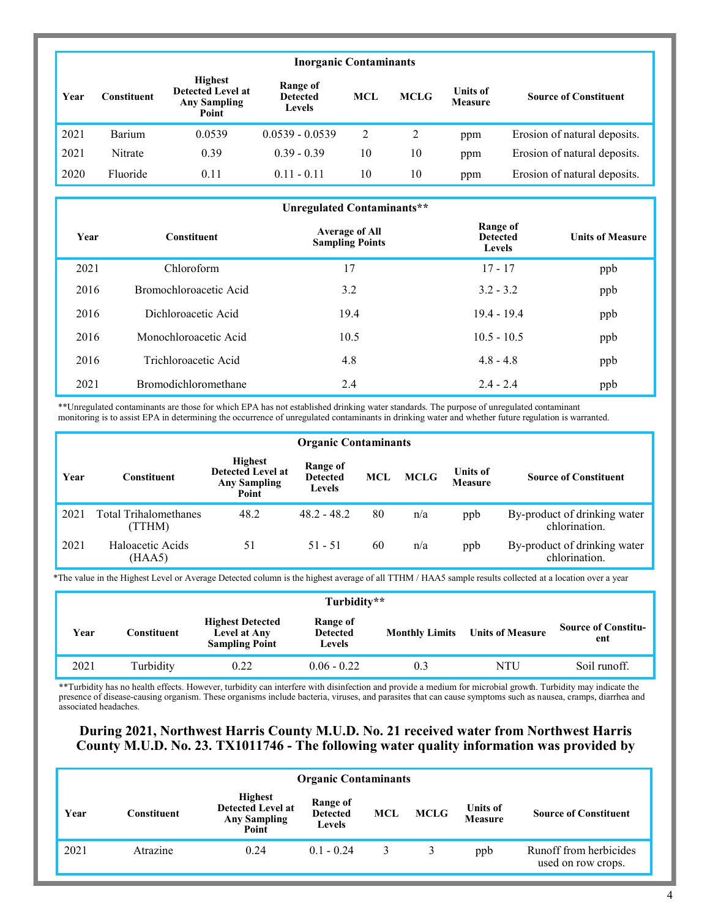| Inorganic Contaminants | | | | | | | |
|---|---|---|---|---|---|---|---|
| **Year** | **Constituent** | **Highest Detected Level at Any Sampling Point** | **Range of Detected Levels** | **MCL** | **MCLG** | **Units of Measure** | **Source of Constituent** |
| 2021 | Barium | 0.0539 | 0.0539 - 0.0539 | 2 | 2 | ppm | Erosion of natural deposits. |
| 2021 | Nitrate | 0.39 | 0.39 - 0.39 | 10 | 10 | ppm | Erosion of natural deposits. |
| 2020 | Fluoride | 0.11 | 0.11 - 0.11 | 10 | 10 | ppm | Erosion of natural deposits. |

| Unregulated Contaminants** | | | | |
|---|---|---|---|---|
| **Year** | **Constituent** | **Average of All Sampling Points** | **Range of Detected Levels** | **Units of Measure** |
| 2021 | Chloroform | 17 | 17 - 17 | ppb |
| 2016 | Bromochloroacetic Acid | 3.2 | 3.2 - 3.2 | ppb |
| 2016 | Dichloroacetic Acid | 19.4 | 19.4 - 19.4 | ppb |
| 2016 | Monochloroacetic Acid | 10.5 | 10.5 - 10.5 | ppb |
| 2016 | Trichloroacetic Acid | 4.8 | 4.8 - 4.8 | ppb |
| 2021 | Bromodichloromethane | 2.4 | 2.4 - 2.4 | ppb |

**Unregulated contaminants are those for which EPA has not established drinking water standards. The purpose of unregulated contaminant monitoring is to assist EPA in determining the occurrence of unregulated contaminants in drinking water and whether future regulation is warranted.

| Organic Contaminants | | | | | | | |
|---|---|---|---|---|---|---|---|
| **Year** | **Constituent** | **Highest Detected Level at Any Sampling Point** | **Range of Detected Levels** | **MCL** | **MCLG** | **Units of Measure** | **Source of Constituent** |
| 2021 | Total Trihalomethanes (TTHM) | 48.2 | 48.2 - 48.2 | 80 | n/a | ppb | By-product of drinking water chlorination. |
| 2021 | Haloacetic Acids (HAA5) | 51 | 51 - 51 | 60 | n/a | ppb | By-product of drinking water chlorination. |

*The value in the Highest Level or Average Detected column is the highest average of all TTHM / HAA5 sample results collected at a location over a year

| Turbidity** | | | | | | |
|---|---|---|---|---|---|---|
| **Year** | **Constituent** | **Highest Detected Level at Any Sampling Point** | **Range of Detected Levels** | **Monthly Limits** | **Units of Measure** | **Source of Constituent** |
| 2021 | Turbidity | 0.22 | 0.06 - 0.22 | 0.3 | NTU | Soil runoff. |

**Turbidity has no health effects. However, turbidity can interfere with disinfection and provide a medium for microbial growth. Turbidity may indicate the presence of disease-causing organism. These organisms include bacteria, viruses, and parasites that can cause symptoms such as nausea, cramps, diarrhea and associated headaches.

## During 2021, Northwest Harris County M.U.D. No. 21 received water from Northwest Harris County M.U.D. No. 23. TX1011746 - The following water quality information was provided by

| Organic Contaminants | | | | | | | |
|---|---|---|---|---|---|---|---|
| **Year** | **Constituent** | **Highest Detected Level at Any Sampling Point** | **Range of Detected Levels** | **MCL** | **MCLG** | **Units of Measure** | **Source of Constituent** |
| 2021 | Atrazine | 0.24 | 0.1 - 0.24 | 3 | 3 | ppb | Runoff from herbicides used on row crops. |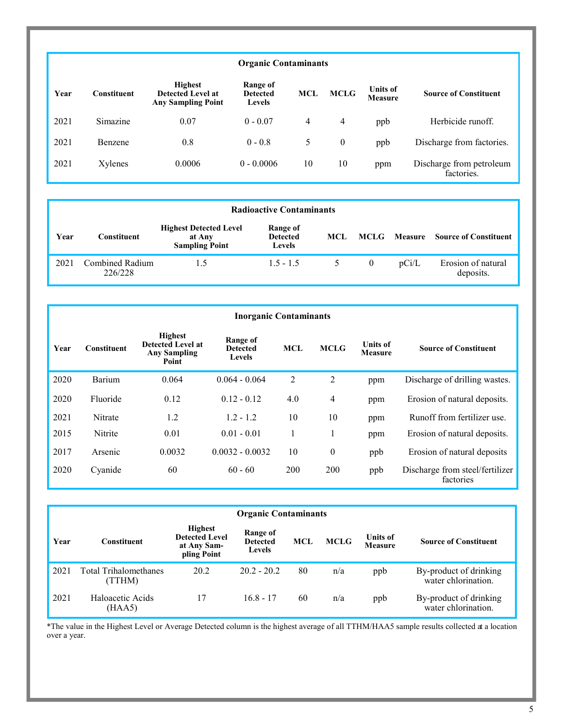### Organic Contaminants

| Year | Constituent | Highest Detected Level at Any Sampling Point | Range of Detected Levels | MCL | MCLG | Units of Measure | Source of Constituent |
|---|---|---|---|---|---|---|---|
| 2021 | Simazine | 0.07 | 0 - 0.07 | 4 | 4 | ppb | Herbicide runoff. |
| 2021 | Benzene | 0.8 | 0 - 0.8 | 5 | 0 | ppb | Discharge from factories. |
| 2021 | Xylenes | 0.0006 | 0 - 0.0006 | 10 | 10 | ppm | Discharge from petroleum factories. |

### Radioactive Contaminants

| Year | Constituent | Highest Detected Level at Any Sampling Point | Range of Detected Levels | MCL | MCLG | Measure | Source of Constituent |
|---|---|---|---|---|---|---|---|
| 2021 | Combined Radium 226/228 | 1.5 | 1.5 - 1.5 | 5 | 0 | pCi/L | Erosion of natural deposits. |

### Inorganic Contaminants

| Year | Constituent | Highest Detected Level at Any Sampling Point | Range of Detected Levels | MCL | MCLG | Units of Measure | Source of Constituent |
|---|---|---|---|---|---|---|---|
| 2020 | Barium | 0.064 | 0.064 - 0.064 | 2 | 2 | ppm | Discharge of drilling wastes. |
| 2020 | Fluoride | 0.12 | 0.12 - 0.12 | 4.0 | 4 | ppm | Erosion of natural deposits. |
| 2021 | Nitrate | 1.2 | 1.2 - 1.2 | 10 | 10 | ppm | Runoff from fertilizer use. |
| 2015 | Nitrite | 0.01 | 0.01 - 0.01 | 1 | 1 | ppm | Erosion of natural deposits. |
| 2017 | Arsenic | 0.0032 | 0.0032 - 0.0032 | 10 | 0 | ppb | Erosion of natural deposits |
| 2020 | Cyanide | 60 | 60 - 60 | 200 | 200 | ppb | Discharge from steel/fertilizer factories |

### Organic Contaminants

| Year | Constituent | Highest Detected Level at Any Sampling Point | Range of Detected Levels | MCL | MCLG | Units of Measure | Source of Constituent |
|---|---|---|---|---|---|---|---|
| 2021 | Total Trihalomethanes (TTHM) | 20.2 | 20.2 - 20.2 | 80 | n/a | ppb | By-product of drinking water chlorination. |
| 2021 | Haloacetic Acids (HAA5) | 17 | 16.8 - 17 | 60 | n/a | ppb | By-product of drinking water chlorination. |

*The value in the Highest Level or Average Detected column is the highest average of all TTHM/HAA5 sample results collected at a location over a year.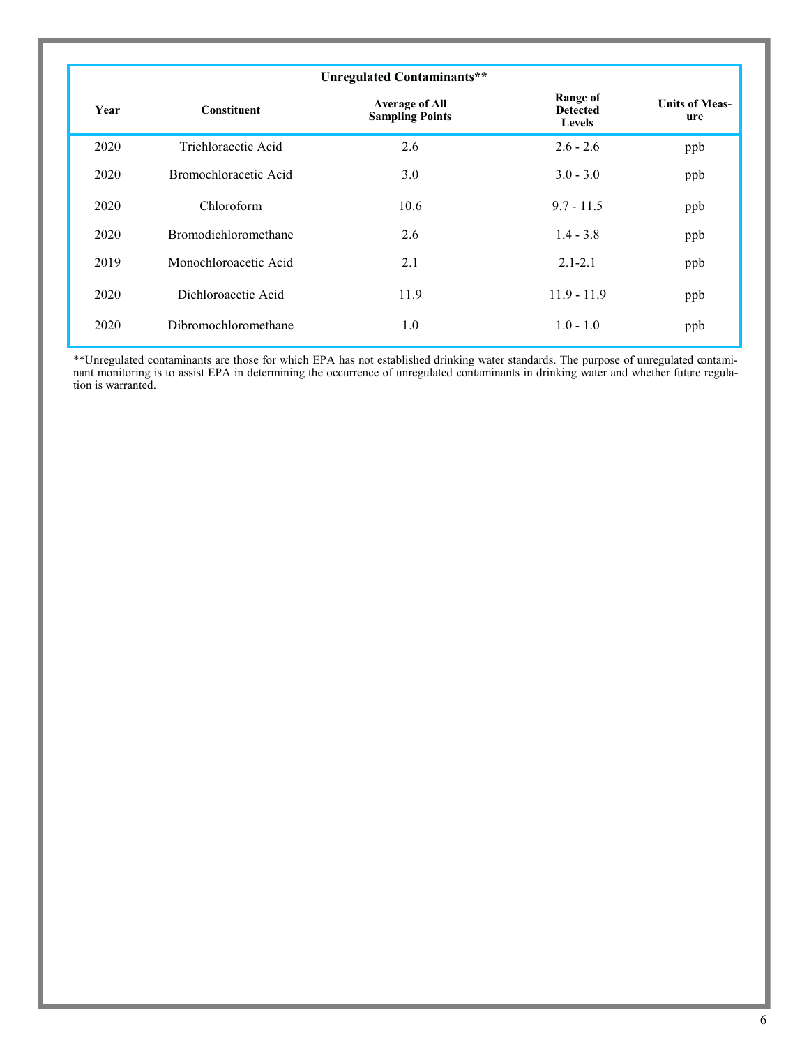| Unregulated Contaminants** | | | | |
|---|---|---|---|---|
| **Year** | **Constituent** | **Average of All Sampling Points** | **Range of Detected Levels** | **Units of Measure** |
| 2020 | Trichloracetic Acid | 2.6 | 2.6 - 2.6 | ppb |
| 2020 | Bromochloracetic Acid | 3.0 | 3.0 - 3.0 | ppb |
| 2020 | Chloroform | 10.6 | 9.7 - 11.5 | ppb |
| 2020 | Bromodichloromethane | 2.6 | 1.4 - 3.8 | ppb |
| 2019 | Monochloroacetic Acid | 2.1 | 2.1-2.1 | ppb |
| 2020 | Dichloroacetic Acid | 11.9 | 11.9 - 11.9 | ppb |
| 2020 | Dibromochloromethane | 1.0 | 1.0 - 1.0 | ppb |

**Unregulated contaminants are those for which EPA has not established drinking water standards. The purpose of unregulated contaminant monitoring is to assist EPA in determining the occurrence of unregulated contaminants in drinking water and whether future regulation is warranted.